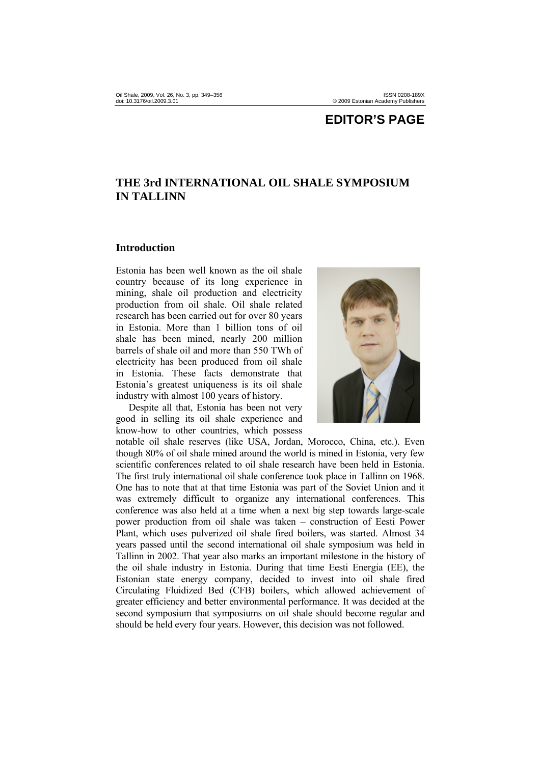# EDITOR'S PAGE

## THE 3rd INTERNATIONAL OIL SHALE SYMPOSIUM IN TALLINN

### Introduction

Estonia has been well known as the oil shale country because of its long experience in mining, shale oil production and electricity production from oil shale. Oil shale related research has been carried out for over 80 years in Estonia. More than 1 billion tons of oil shale has been mined, nearly 200 million barrels of shale oil and more than 550 TWh of electricity has been produced from oil shale in Estonia. These facts demonstrate that Estonia's greatest uniqueness is its oil shale industry with almost 100 years of history.

Despite all that, Estonia has been not very good in selling its oil shale experience and know-how to other countries, which possess notable oil shale reserves (like USA, Jordan, Morocco, China, etc.). Even though 80% of oil shale mined around the world is mined in Estonia, very few scientific conferences related to oil shale research have been held in Estonia. The first truly international oil shale conference took place in Tallinn on 1968. One has to note that at that time Estonia was part of the Soviet Union and it was extremely difficult to organize any international conferences. This conference was also held at a time when a next big step towards large-scale power production from oil shale was taken – construction of Eesti Power Plant, which uses pulverized oil shale fired boilers, was started. Almost 34 years passed until the second international oil shale symposium was held in Tallinn in 2002. That year also marks an important milestone in the history of the oil shale industry in Estonia. During that time Eesti Energia (EE), the Estonian state energy company, decided to invest into oil shale fired Circulating Fluidized Bed (CFB) boilers, which allowed achievement of greater efficiency and better environmental performance. It was decided at the second symposium that symposiums on oil shale should become regular and should be held every four years. However, this decision was not followed.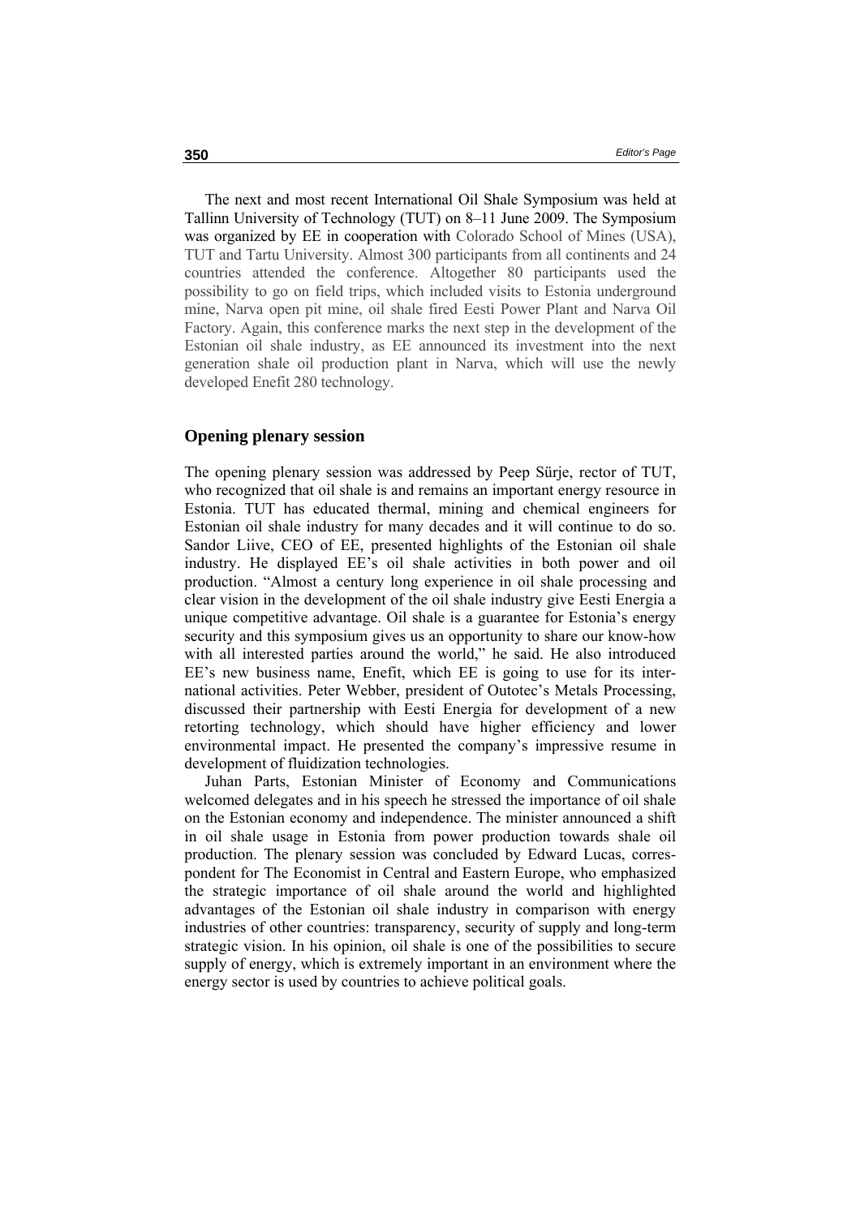The next and most recent International Oil Shale Symposium was held at Tallinn University of Technology (TUT) on 8–11 June 2009. The Symposium was organized by EE in cooperation with Colorado School of Mines (USA), TUT and Tartu University. Almost 300 participants from all continents and 24 countries attended the conference. Altogether 80 participants used the possibility to go on field trips, which included visits to Estonia underground mine, Narva open pit mine, oil shale fired Eesti Power Plant and Narva Oil Factory. Again, this conference marks the next step in the development of the Estonian oil shale industry, as EE announced its investment into the next generation shale oil production plant in Narva, which will use the newly developed Enefit 280 technology.

## Opening plenary session

The opening plenary session was addressed by Peep Sürje, rector of TUT, who recognized that oil shale is and remains an important energy resource in Estonia. TUT has educated thermal, mining and chemical engineers for Estonian oil shale industry for many decades and it will continue to do so. Sandor Liive, CEO of EE, presented highlights of the Estonian oil shale industry. He displayed EE's oil shale activities in both power and oil production. "Almost a century long experience in oil shale processing and clear vision in the development of the oil shale industry give Eesti Energia a unique competitive advantage. Oil shale is a guarantee for Estonia's energy security and this symposium gives us an opportunity to share our know-how with all interested parties around the world," he said. He also introduced EE's new business name, Enefit, which EE is going to use for its international activities. Peter Webber, president of Outotec's Metals Processing, discussed their partnership with Eesti Energia for development of a new retorting technology, which should have higher efficiency and lower environmental impact. He presented the company's impressive resume in development of fluidization technologies.

Juhan Parts, Estonian Minister of Economy and Communications welcomed delegates and in his speech he stressed the importance of oil shale on the Estonian economy and independence. The minister announced a shift in oil shale usage in Estonia from power production towards shale oil production. The plenary session was concluded by Edward Lucas, correspondent for The Economist in Central and Eastern Europe, who emphasized the strategic importance of oil shale around the world and highlighted advantages of the Estonian oil shale industry in comparison with energy industries of other countries: transparency, security of supply and long-term strategic vision. In his opinion, oil shale is one of the possibilities to secure supply of energy, which is extremely important in an environment where the energy sector is used by countries to achieve political goals.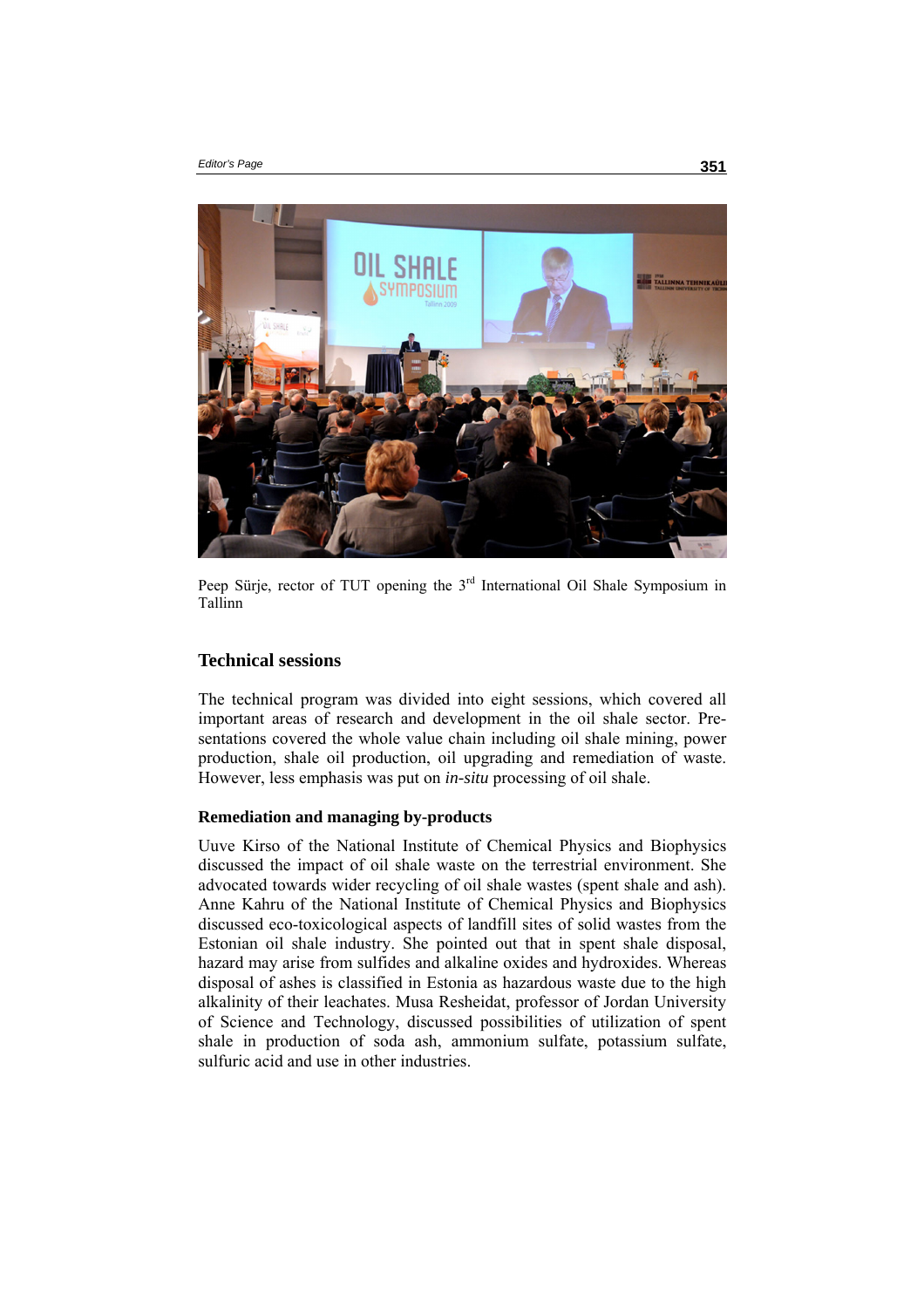Peep Sürje, rector of TUT opening the 3rd International Oil Shale Symposium in Tallinn

## Technical sessions

The technical program was divided into eight sessions, which covered all important areas of research and development in the oil shale sector. Presentations covered the whole value chain including oil shale mining, power production, shale oil production, oil upgrading and remediation of waste. However, less emphasis was put on *in-situ* processing of oil shale.

### Remediation and managing by-products

Uuve Kirso of the National Institute of Chemical Physics and Biophysics discussed the impact of oil shale waste on the terrestrial environment. She advocated towards wider recycling of oil shale wastes (spent shale and ash). Anne Kahru of the National Institute of Chemical Physics and Biophysics discussed eco-toxicological aspects of landfill sites of solid wastes from the Estonian oil shale industry. She pointed out that in spent shale disposal, hazard may arise from sulfides and alkaline oxides and hydroxides. Whereas disposal of ashes is classified in Estonia as hazardous waste due to the high alkalinity of their leachates. Musa Resheidat, professor of Jordan University of Science and Technology, discussed possibilities of utilization of spent shale in production of soda ash, ammonium sulfate, potassium sulfate, sulfuric acid and use in other industries.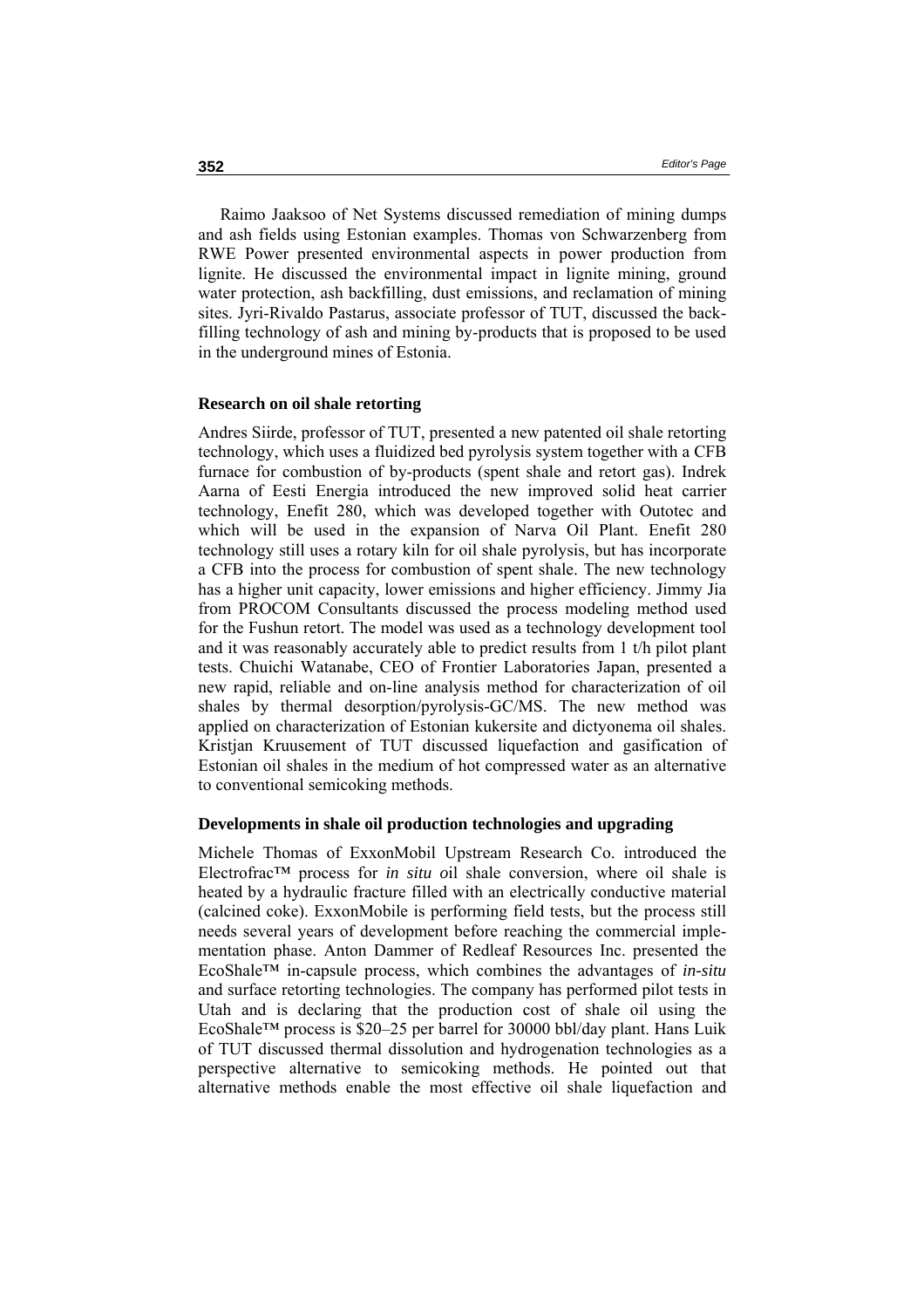Raimo Jaaksoo of Net Systems discussed remediation of mining dumps and ash fields using Estonian examples. Thomas von Schwarzenberg from RWE Power presented environmental aspects in power production from lignite. He discussed the environmental impact in lignite mining, ground water protection, ash backfilling, dust emissions, and reclamation of mining sites. Jyri-Rivaldo Pastarus, associate professor of TUT, discussed the back-filling technology of ash and mining by-products that is proposed to be used in the underground mines of Estonia.

### Research on oil shale retorting

Andres Siirde, professor of TUT, presented a new patented oil shale retorting technology, which uses a fluidized bed pyrolysis system together with a CFB furnace for combustion of by-products (spent shale and retort gas). Indrek Aarna of Eesti Energia introduced the new improved solid heat carrier technology, Enefit 280, which was developed together with Outotec and which will be used in the expansion of Narva Oil Plant. Enefit 280 technology still uses a rotary kiln for oil shale pyrolysis, but has incorporate a CFB into the process for combustion of spent shale. The new technology has a higher unit capacity, lower emissions and higher efficiency. Jimmy Jia from PROCOM Consultants discussed the process modeling method used for the Fushun retort. The model was used as a technology development tool and it was reasonably accurately able to predict results from 1 t/h pilot plant tests. Chuichi Watanabe, CEO of Frontier Laboratories Japan, presented a new rapid, reliable and on-line analysis method for characterization of oil shales by thermal desorption/pyrolysis-GC/MS. The new method was applied on characterization of Estonian kukersite and dictyonema oil shales. Kristjan Kruusement of TUT discussed liquefaction and gasification of Estonian oil shales in the medium of hot compressed water as an alternative to conventional semicoking methods.

### Developments in shale oil production technologies and upgrading

Michele Thomas of ExxonMobil Upstream Research Co. introduced the Electrofrac™ process for *in situ o*il shale conversion, where oil shale is heated by a hydraulic fracture filled with an electrically conductive material (calcined coke). ExxonMobile is performing field tests, but the process still needs several years of development before reaching the commercial implementation phase. Anton Dammer of Redleaf Resources Inc. presented the EcoShale™ in-capsule process, which combines the advantages of *in-situ* and surface retorting technologies. The company has performed pilot tests in Utah and is declaring that the production cost of shale oil using the EcoShale™ process is \$20–25 per barrel for 30000 bbl/day plant. Hans Luik of TUT discussed thermal dissolution and hydrogenation technologies as a perspective alternative to semicoking methods. He pointed out that alternative methods enable the most effective oil shale liquefaction and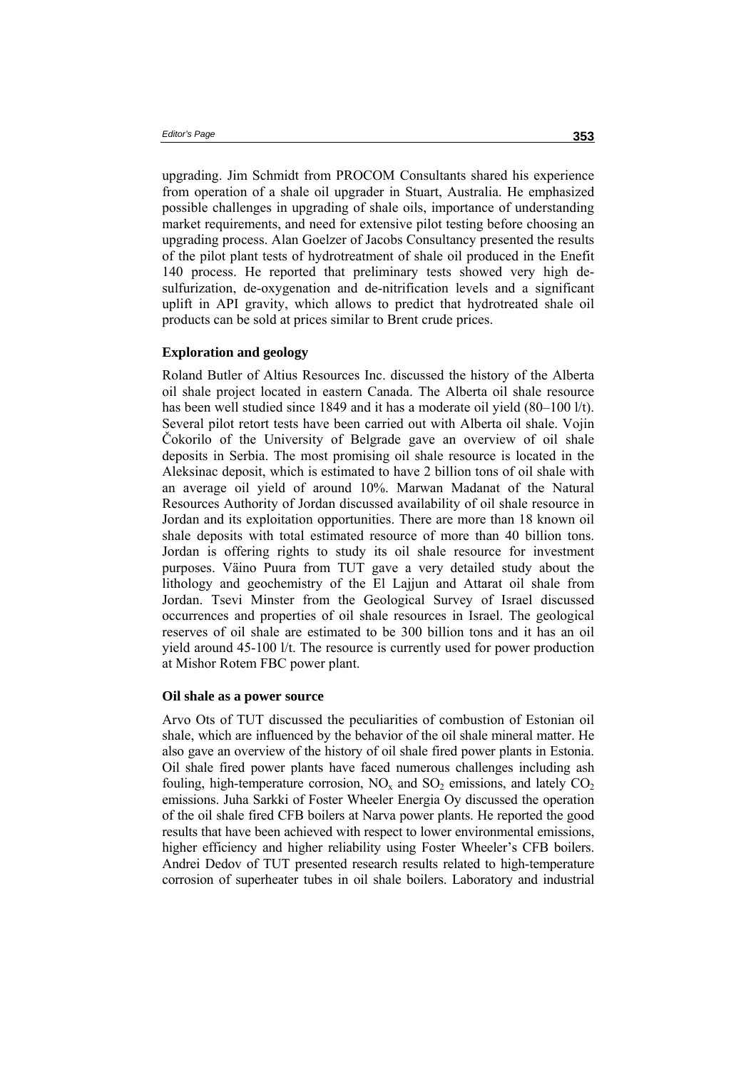upgrading. Jim Schmidt from PROCOM Consultants shared his experience from operation of a shale oil upgrader in Stuart, Australia. He emphasized possible challenges in upgrading of shale oils, importance of understanding market requirements, and need for extensive pilot testing before choosing an upgrading process. Alan Goelzer of Jacobs Consultancy presented the results of the pilot plant tests of hydrotreatment of shale oil produced in the Enefit 140 process. He reported that preliminary tests showed very high de-sulfurization, de-oxygenation and de-nitrification levels and a significant uplift in API gravity, which allows to predict that hydrotreated shale oil products can be sold at prices similar to Brent crude prices.

### Exploration and geology

Roland Butler of Altius Resources Inc. discussed the history of the Alberta oil shale project located in eastern Canada. The Alberta oil shale resource has been well studied since 1849 and it has a moderate oil yield (80–100 l/t). Several pilot retort tests have been carried out with Alberta oil shale. Vojin Čokorilo of the University of Belgrade gave an overview of oil shale deposits in Serbia. The most promising oil shale resource is located in the Aleksinac deposit, which is estimated to have 2 billion tons of oil shale with an average oil yield of around 10%. Marwan Madanat of the Natural Resources Authority of Jordan discussed availability of oil shale resource in Jordan and its exploitation opportunities. There are more than 18 known oil shale deposits with total estimated resource of more than 40 billion tons. Jordan is offering rights to study its oil shale resource for investment purposes. Väino Puura from TUT gave a very detailed study about the lithology and geochemistry of the El Lajjun and Attarat oil shale from Jordan. Tsevi Minster from the Geological Survey of Israel discussed occurrences and properties of oil shale resources in Israel. The geological reserves of oil shale are estimated to be 300 billion tons and it has an oil yield around 45-100 l/t. The resource is currently used for power production at Mishor Rotem FBC power plant.

### Oil shale as a power source

Arvo Ots of TUT discussed the peculiarities of combustion of Estonian oil shale, which are influenced by the behavior of the oil shale mineral matter. He also gave an overview of the history of oil shale fired power plants in Estonia. Oil shale fired power plants have faced numerous challenges including ash fouling, high-temperature corrosion, $NO_x$ and $SO_2$ emissions, and lately $CO_2$ emissions. Juha Sarkki of Foster Wheeler Energia Oy discussed the operation of the oil shale fired CFB boilers at Narva power plants. He reported the good results that have been achieved with respect to lower environmental emissions, higher efficiency and higher reliability using Foster Wheeler's CFB boilers. Andrei Dedov of TUT presented research results related to high-temperature corrosion of superheater tubes in oil shale boilers. Laboratory and industrial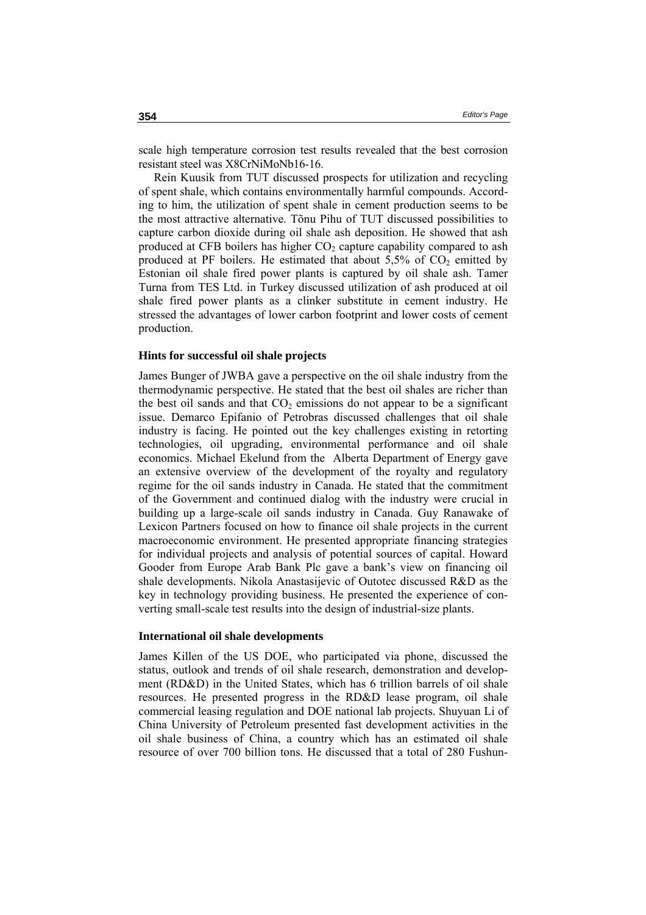scale high temperature corrosion test results revealed that the best corrosion resistant steel was X8CrNiMoNb16-16.

Rein Kuusik from TUT discussed prospects for utilization and recycling of spent shale, which contains environmentally harmful compounds. According to him, the utilization of spent shale in cement production seems to be the most attractive alternative. Tõnu Pihu of TUT discussed possibilities to capture carbon dioxide during oil shale ash deposition. He showed that ash produced at CFB boilers has higher $CO_2$ capture capability compared to ash produced at PF boilers. He estimated that about 5,5% of $CO_2$ emitted by Estonian oil shale fired power plants is captured by oil shale ash. Tamer Turna from TES Ltd. in Turkey discussed utilization of ash produced at oil shale fired power plants as a clinker substitute in cement industry. He stressed the advantages of lower carbon footprint and lower costs of cement production.

### Hints for successful oil shale projects

James Bunger of JWBA gave a perspective on the oil shale industry from the thermodynamic perspective. He stated that the best oil shales are richer than the best oil sands and that $CO_2$ emissions do not appear to be a significant issue. Demarco Epifanio of Petrobras discussed challenges that oil shale industry is facing. He pointed out the key challenges existing in retorting technologies, oil upgrading, environmental performance and oil shale economics. Michael Ekelund from the Alberta Department of Energy gave an extensive overview of the development of the royalty and regulatory regime for the oil sands industry in Canada. He stated that the commitment of the Government and continued dialog with the industry were crucial in building up a large-scale oil sands industry in Canada. Guy Ranawake of Lexicon Partners focused on how to finance oil shale projects in the current macroeconomic environment. He presented appropriate financing strategies for individual projects and analysis of potential sources of capital. Howard Gooder from Europe Arab Bank Plc gave a bank's view on financing oil shale developments. Nikola Anastasijevic of Outotec discussed R&D as the key in technology providing business. He presented the experience of converting small-scale test results into the design of industrial-size plants.

### International oil shale developments

James Killen of the US DOE, who participated via phone, discussed the status, outlook and trends of oil shale research, demonstration and development (RD&D) in the United States, which has 6 trillion barrels of oil shale resources. He presented progress in the RD&D lease program, oil shale commercial leasing regulation and DOE national lab projects. Shuyuan Li of China University of Petroleum presented fast development activities in the oil shale business of China, a country which has an estimated oil shale resource of over 700 billion tons. He discussed that a total of 280 Fushun-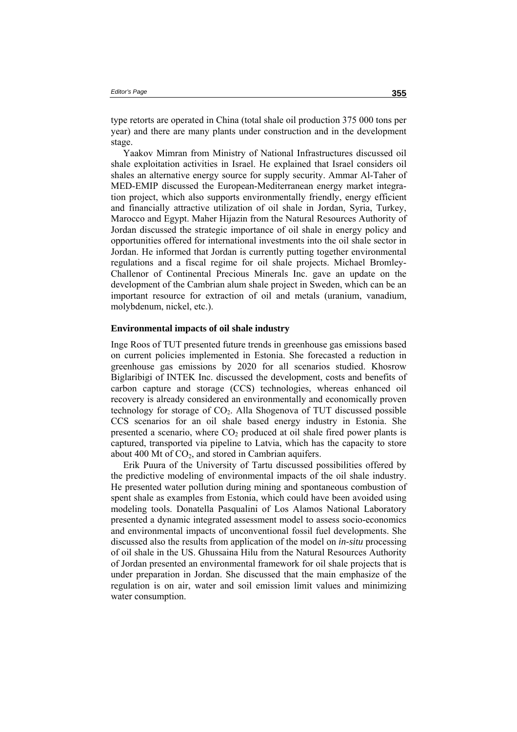type retorts are operated in China (total shale oil production 375 000 tons per year) and there are many plants under construction and in the development stage.

Yaakov Mimran from Ministry of National Infrastructures discussed oil shale exploitation activities in Israel. He explained that Israel considers oil shales an alternative energy source for supply security. Ammar Al-Taher of MED-EMIP discussed the European-Mediterranean energy market integration project, which also supports environmentally friendly, energy efficient and financially attractive utilization of oil shale in Jordan, Syria, Turkey, Marocco and Egypt. Maher Hijazin from the Natural Resources Authority of Jordan discussed the strategic importance of oil shale in energy policy and opportunities offered for international investments into the oil shale sector in Jordan. He informed that Jordan is currently putting together environmental regulations and a fiscal regime for oil shale projects. Michael Bromley-Challenor of Continental Precious Minerals Inc. gave an update on the development of the Cambrian alum shale project in Sweden, which can be an important resource for extraction of oil and metals (uranium, vanadium, molybdenum, nickel, etc.).

**Environmental impacts of oil shale industry**

Inge Roos of TUT presented future trends in greenhouse gas emissions based on current policies implemented in Estonia. She forecasted a reduction in greenhouse gas emissions by 2020 for all scenarios studied. Khosrow Biglaribigi of INTEK Inc. discussed the development, costs and benefits of carbon capture and storage (CCS) technologies, whereas enhanced oil recovery is already considered an environmentally and economically proven technology for storage of $CO_2$. Alla Shogenova of TUT discussed possible CCS scenarios for an oil shale based energy industry in Estonia. She presented a scenario, where $CO_2$ produced at oil shale fired power plants is captured, transported via pipeline to Latvia, which has the capacity to store about 400 Mt of $CO_2$, and stored in Cambrian aquifers.

Erik Puura of the University of Tartu discussed possibilities offered by the predictive modeling of environmental impacts of the oil shale industry. He presented water pollution during mining and spontaneous combustion of spent shale as examples from Estonia, which could have been avoided using modeling tools. Donatella Pasqualini of Los Alamos National Laboratory presented a dynamic integrated assessment model to assess socio-economics and environmental impacts of unconventional fossil fuel developments. She discussed also the results from application of the model on *in-situ* processing of oil shale in the US. Ghussaina Hilu from the Natural Resources Authority of Jordan presented an environmental framework for oil shale projects that is under preparation in Jordan. She discussed that the main emphasize of the regulation is on air, water and soil emission limit values and minimizing water consumption.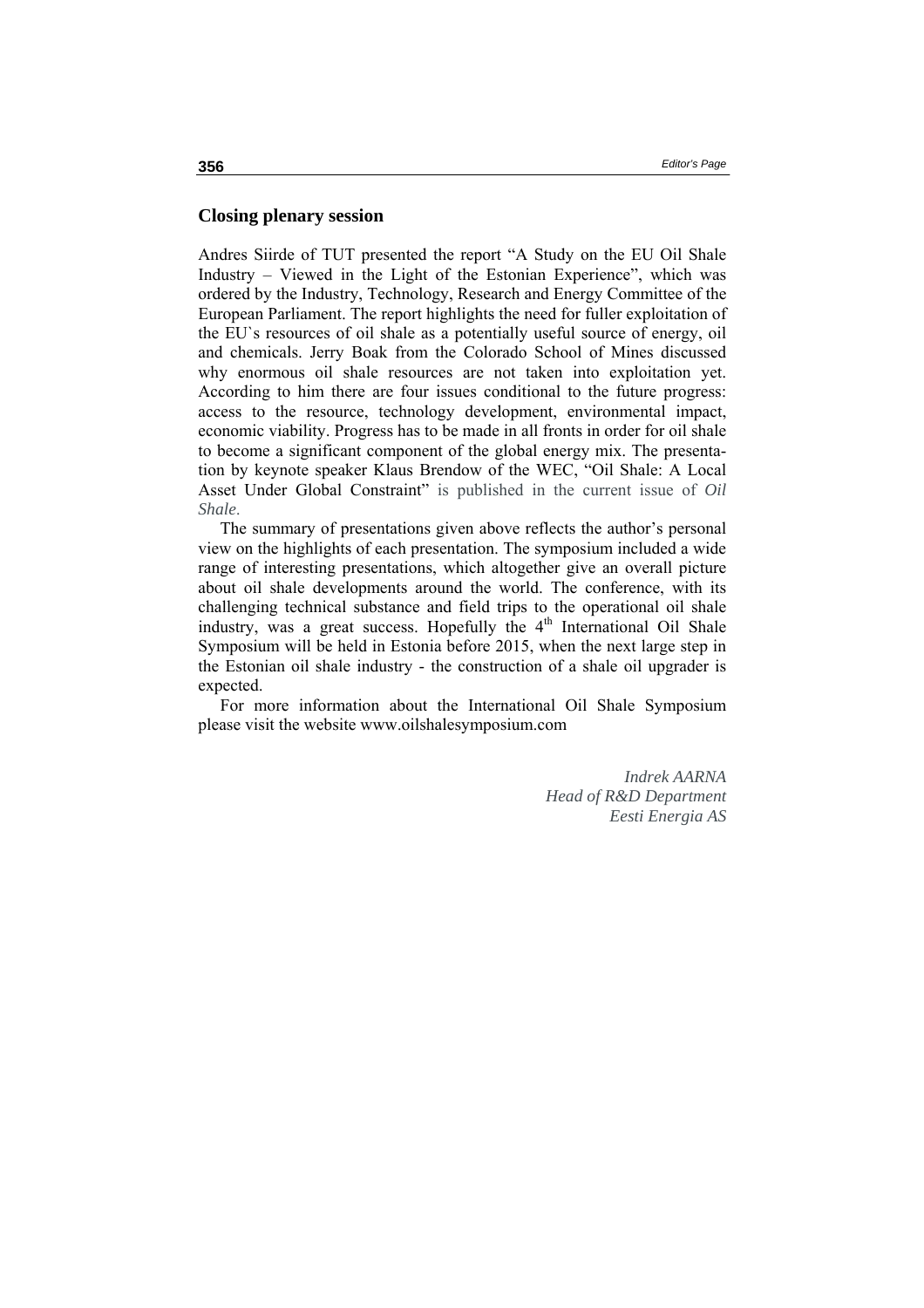## Closing plenary session

Andres Siirde of TUT presented the report "A Study on the EU Oil Shale Industry – Viewed in the Light of the Estonian Experience", which was ordered by the Industry, Technology, Research and Energy Committee of the European Parliament. The report highlights the need for fuller exploitation of the EU`s resources of oil shale as a potentially useful source of energy, oil and chemicals. Jerry Boak from the Colorado School of Mines discussed why enormous oil shale resources are not taken into exploitation yet. According to him there are four issues conditional to the future progress: access to the resource, technology development, environmental impact, economic viability. Progress has to be made in all fronts in order for oil shale to become a significant component of the global energy mix. The presentation by keynote speaker Klaus Brendow of the WEC, "Oil Shale: A Local Asset Under Global Constraint" is published in the current issue of *Oil Shale*.

The summary of presentations given above reflects the author's personal view on the highlights of each presentation. The symposium included a wide range of interesting presentations, which altogether give an overall picture about oil shale developments around the world. The conference, with its challenging technical substance and field trips to the operational oil shale industry, was a great success. Hopefully the 4$^{th}$ International Oil Shale Symposium will be held in Estonia before 2015, when the next large step in the Estonian oil shale industry - the construction of a shale oil upgrader is expected.

For more information about the International Oil Shale Symposium please visit the website www.oilshalesymposium.com

*Indrek AARNA*
*Head of R&D Department*
*Eesti Energia AS*